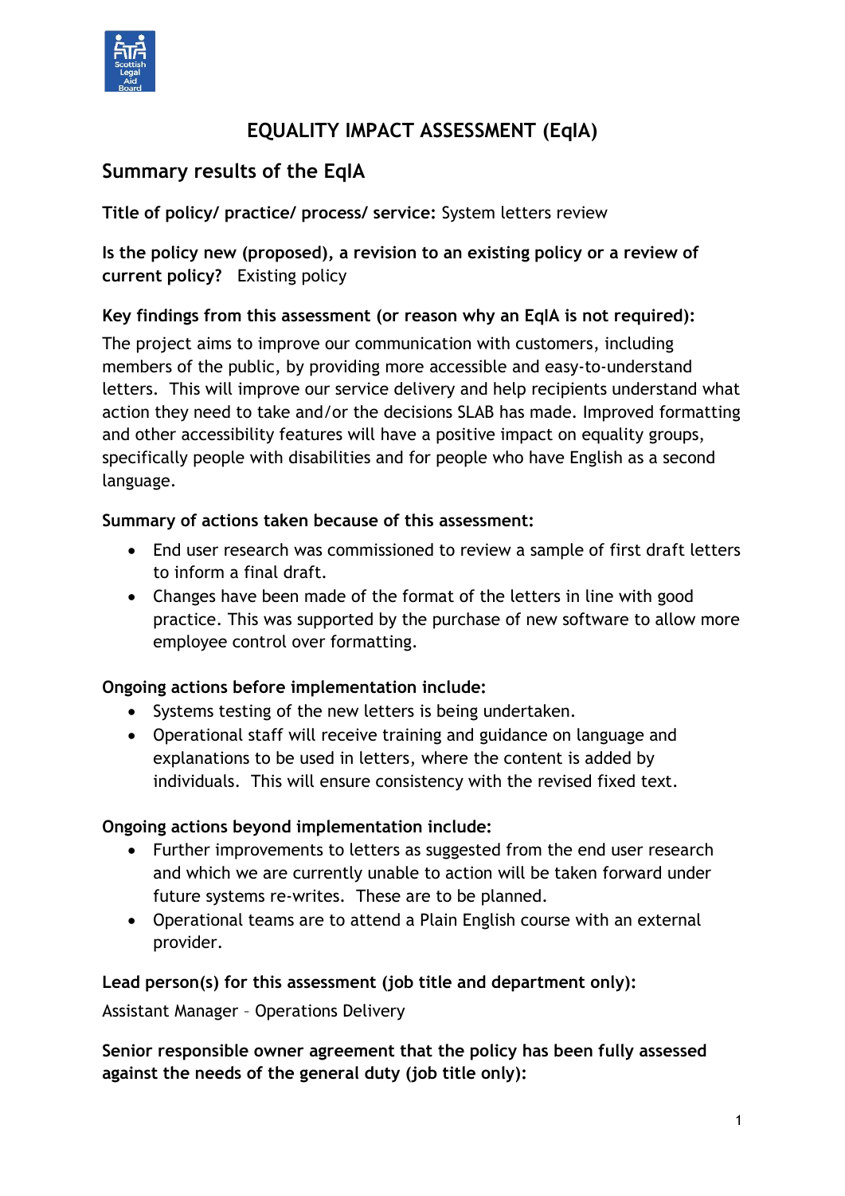# EQUALITY IMPACT ASSESSMENT (EqIA)

## Summary results of the EqIA

**Title of policy/ practice/ process/ service:** System letters review

**Is the policy new (proposed), a revision to an existing policy or a review of current policy?** Existing policy

**Key findings from this assessment (or reason why an EqIA is not required):**

The project aims to improve our communication with customers, including members of the public, by providing more accessible and easy-to-understand letters. This will improve our service delivery and help recipients understand what action they need to take and/or the decisions SLAB has made. Improved formatting and other accessibility features will have a positive impact on equality groups, specifically people with disabilities and for people who have English as a second language.

**Summary of actions taken because of this assessment:**

- End user research was commissioned to review a sample of first draft letters to inform a final draft.
- Changes have been made of the format of the letters in line with good practice. This was supported by the purchase of new software to allow more employee control over formatting.

**Ongoing actions before implementation include:**

- Systems testing of the new letters is being undertaken.
- Operational staff will receive training and guidance on language and explanations to be used in letters, where the content is added by individuals. This will ensure consistency with the revised fixed text.

**Ongoing actions beyond implementation include:**

- Further improvements to letters as suggested from the end user research and which we are currently unable to action will be taken forward under future systems re-writes. These are to be planned.
- Operational teams are to attend a Plain English course with an external provider.

**Lead person(s) for this assessment (job title and department only):**

Assistant Manager – Operations Delivery

**Senior responsible owner agreement that the policy has been fully assessed against the needs of the general duty (job title only):**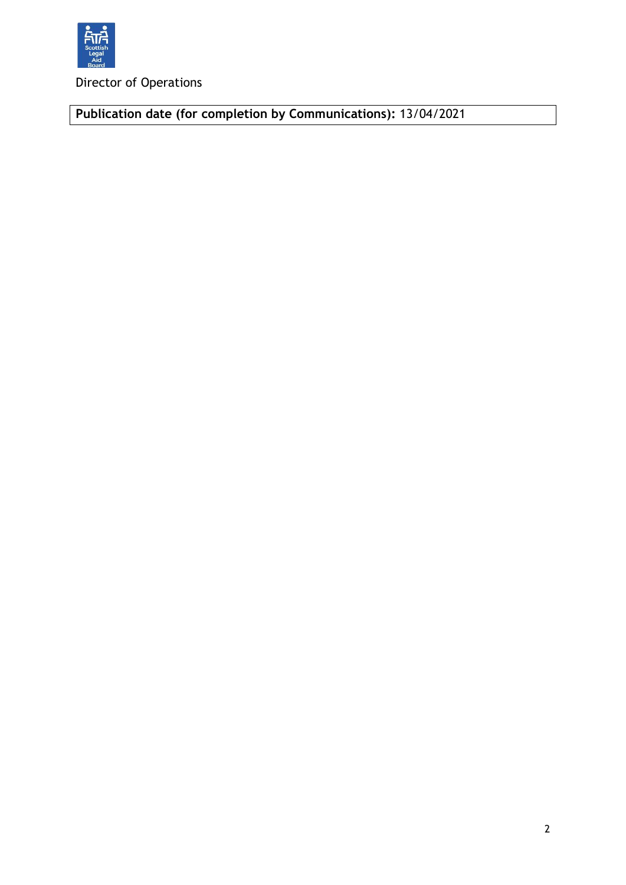Director of Operations

| **Publication date (for completion by Communications):** 13/04/2021 |
| --- |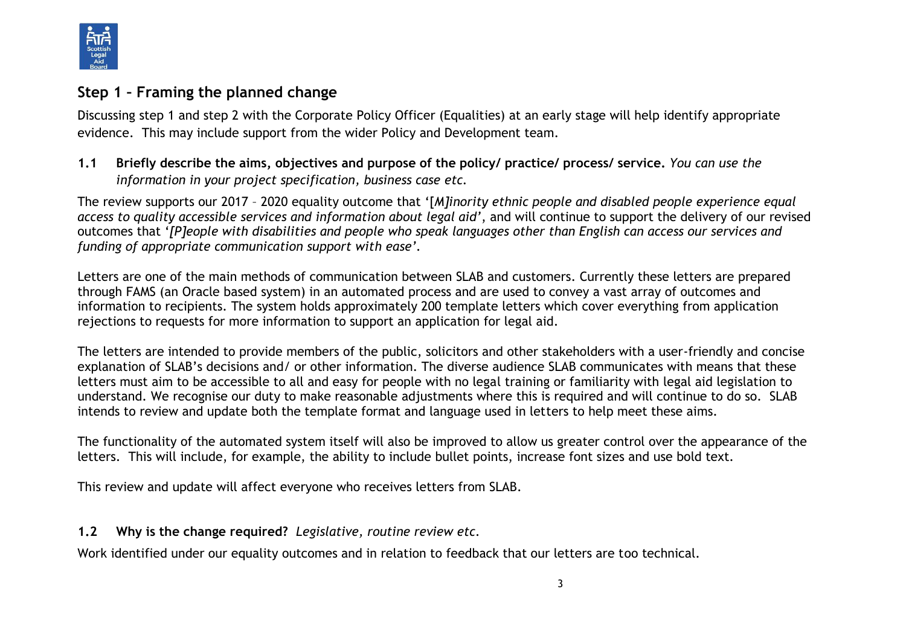## Step 1 – Framing the planned change

Discussing step 1 and step 2 with the Corporate Policy Officer (Equalities) at an early stage will help identify appropriate evidence. This may include support from the wider Policy and Development team.

**1.1 Briefly describe the aims, objectives and purpose of the policy/ practice/ process/ service.** *You can use the information in your project specification, business case etc.*

The review supports our 2017 – 2020 equality outcome that '[*M]inority ethnic people and disabled people experience equal access to quality accessible services and information about legal aid*', and will continue to support the delivery of our revised outcomes that '*[P]eople with disabilities and people who speak languages other than English can access our services and funding of appropriate communication support with ease*'.

Letters are one of the main methods of communication between SLAB and customers. Currently these letters are prepared through FAMS (an Oracle based system) in an automated process and are used to convey a vast array of outcomes and information to recipients. The system holds approximately 200 template letters which cover everything from application rejections to requests for more information to support an application for legal aid.

The letters are intended to provide members of the public, solicitors and other stakeholders with a user-friendly and concise explanation of SLAB's decisions and/ or other information. The diverse audience SLAB communicates with means that these letters must aim to be accessible to all and easy for people with no legal training or familiarity with legal aid legislation to understand. We recognise our duty to make reasonable adjustments where this is required and will continue to do so. SLAB intends to review and update both the template format and language used in letters to help meet these aims.

The functionality of the automated system itself will also be improved to allow us greater control over the appearance of the letters. This will include, for example, the ability to include bullet points, increase font sizes and use bold text.

This review and update will affect everyone who receives letters from SLAB.

**1.2 Why is the change required?** *Legislative, routine review etc.*

Work identified under our equality outcomes and in relation to feedback that our letters are too technical.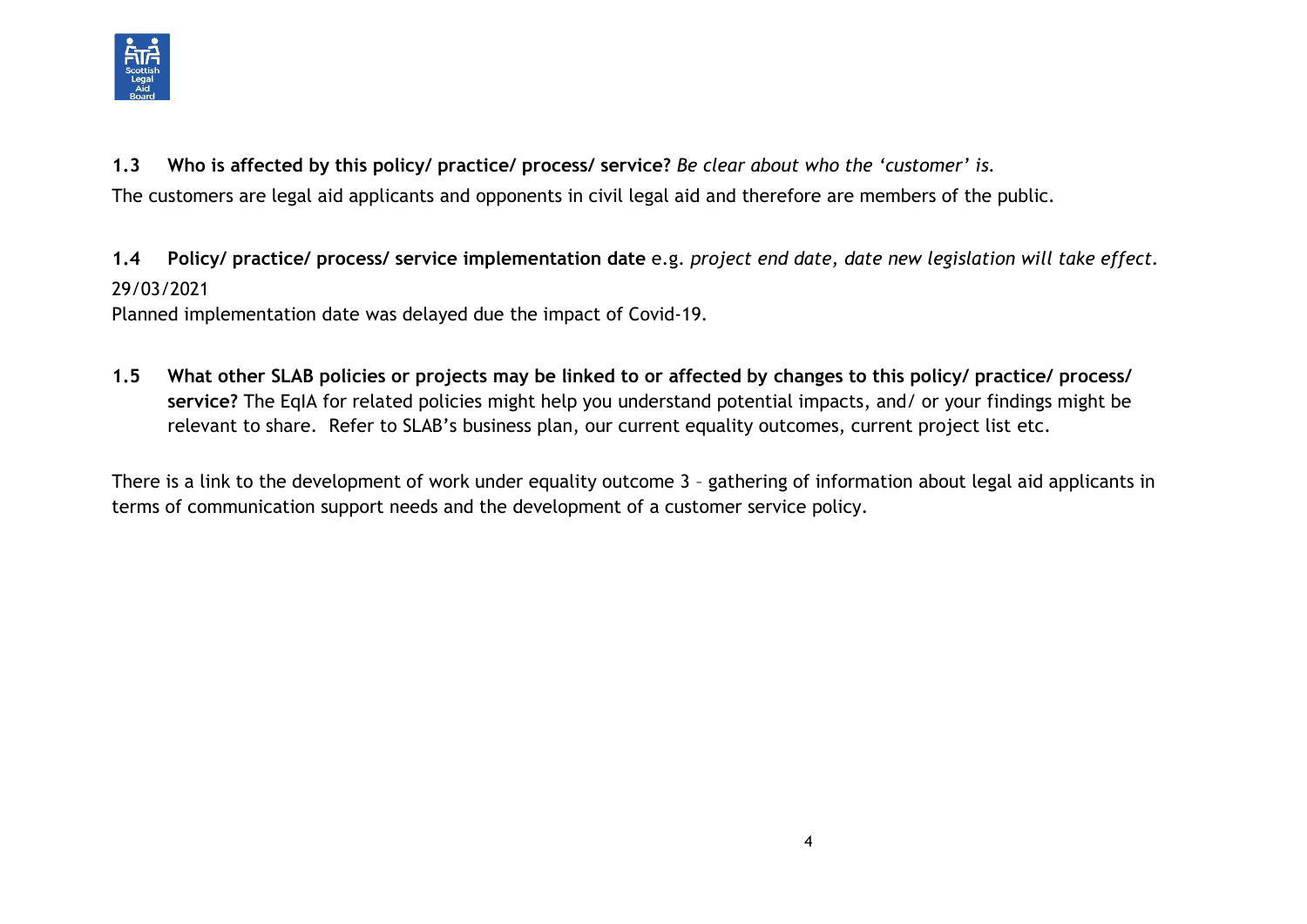**1.3 Who is affected by this policy/ practice/ process/ service?** *Be clear about who the 'customer' is.*

The customers are legal aid applicants and opponents in civil legal aid and therefore are members of the public.

**1.4 Policy/ practice/ process/ service implementation date** e.g. *project end date, date new legislation will take effect.*

29/03/2021

Planned implementation date was delayed due the impact of Covid-19.

**1.5 What other SLAB policies or projects may be linked to or affected by changes to this policy/ practice/ process/ service?** The EqIA for related policies might help you understand potential impacts, and/ or your findings might be relevant to share. Refer to SLAB's business plan, our current equality outcomes, current project list etc.

There is a link to the development of work under equality outcome 3 – gathering of information about legal aid applicants in terms of communication support needs and the development of a customer service policy.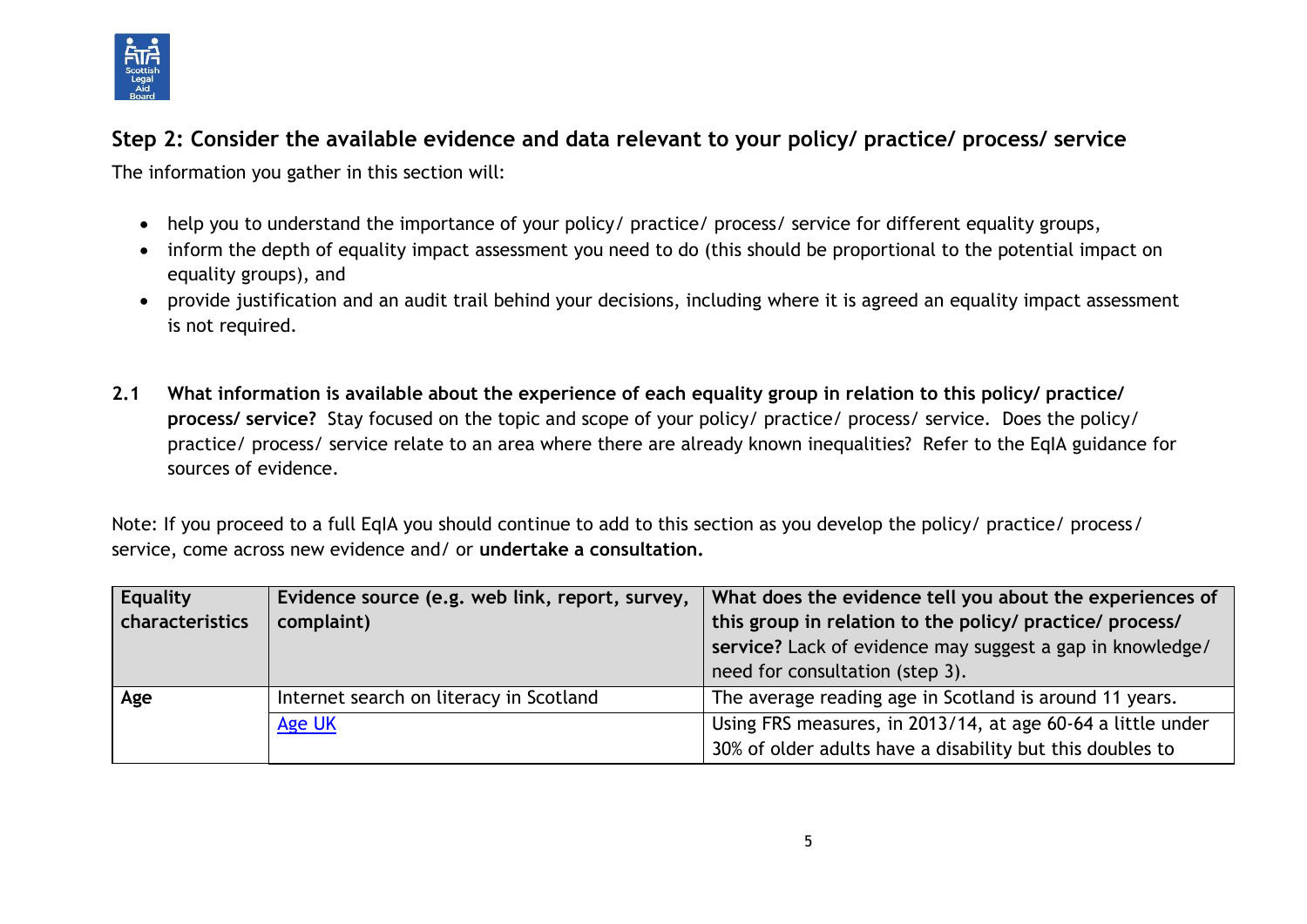## Step 2: Consider the available evidence and data relevant to your policy/ practice/ process/ service

The information you gather in this section will:

- help you to understand the importance of your policy/ practice/ process/ service for different equality groups,
- inform the depth of equality impact assessment you need to do (this should be proportional to the potential impact on equality groups), and
- provide justification and an audit trail behind your decisions, including where it is agreed an equality impact assessment is not required.

**2.1 What information is available about the experience of each equality group in relation to this policy/ practice/ process/ service?** Stay focused on the topic and scope of your policy/ practice/ process/ service. Does the policy/ practice/ process/ service relate to an area where there are already known inequalities? Refer to the EqIA guidance for sources of evidence.

Note: If you proceed to a full EqIA you should continue to add to this section as you develop the policy/ practice/ process/ service, come across new evidence and/ or **undertake a consultation.**

| Equality characteristics | Evidence source (e.g. web link, report, survey, complaint) | What does the evidence tell you about the experiences of this group in relation to the policy/ practice/ process/ service? Lack of evidence may suggest a gap in knowledge/ need for consultation (step 3). |
|---|---|---|
| **Age** | Internet search on literacy in Scotland | The average reading age in Scotland is around 11 years. |
| | Age UK | Using FRS measures, in 2013/14, at age 60-64 a little under 30% of older adults have a disability but this doubles to |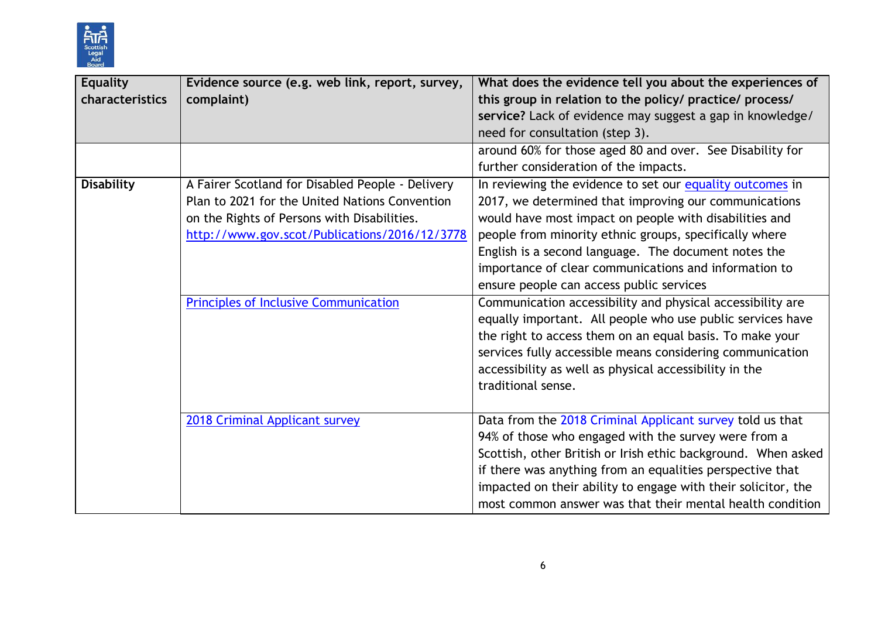| Equality characteristics | Evidence source (e.g. web link, report, survey, complaint) | What does the evidence tell you about the experiences of this group in relation to the policy/ practice/ process/ service? Lack of evidence may suggest a gap in knowledge/ need for consultation (step 3). |
|---|---|---|
| | | around 60% for those aged 80 and over. See Disability for further consideration of the impacts. |
| **Disability** | A Fairer Scotland for Disabled People - Delivery Plan to 2021 for the United Nations Convention on the Rights of Persons with Disabilities. http://www.gov.scot/Publications/2016/12/3778 | In reviewing the evidence to set our equality outcomes in 2017, we determined that improving our communications would have most impact on people with disabilities and people from minority ethnic groups, specifically where English is a second language. The document notes the importance of clear communications and information to ensure people can access public services |
| | Principles of Inclusive Communication | Communication accessibility and physical accessibility are equally important. All people who use public services have the right to access them on an equal basis. To make your services fully accessible means considering communication accessibility as well as physical accessibility in the traditional sense. |
| | 2018 Criminal Applicant survey | Data from the 2018 Criminal Applicant survey told us that 94% of those who engaged with the survey were from a Scottish, other British or Irish ethic background. When asked if there was anything from an equalities perspective that impacted on their ability to engage with their solicitor, the most common answer was that their mental health condition |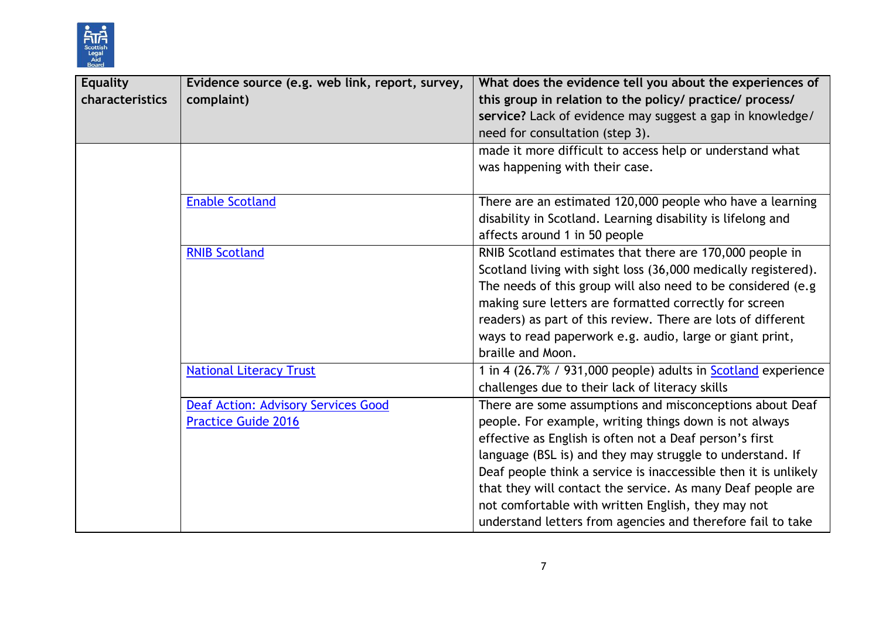| Equality characteristics | Evidence source (e.g. web link, report, survey, complaint) | **What does the evidence tell you about the experiences of this group in relation to the policy/ practice/ process/ service?** Lack of evidence may suggest a gap in knowledge/ need for consultation (step 3). |
|---|---|---|
| | | made it more difficult to access help or understand what was happening with their case. |
| | Enable Scotland | There are an estimated 120,000 people who have a learning disability in Scotland. Learning disability is lifelong and affects around 1 in 50 people |
| | RNIB Scotland | RNIB Scotland estimates that there are 170,000 people in Scotland living with sight loss (36,000 medically registered). The needs of this group will also need to be considered (e.g making sure letters are formatted correctly for screen readers) as part of this review. There are lots of different ways to read paperwork e.g. audio, large or giant print, braille and Moon. |
| | National Literacy Trust | 1 in 4 (26.7% / 931,000 people) adults in Scotland experience challenges due to their lack of literacy skills |
| | Deaf Action: Advisory Services Good Practice Guide 2016 | There are some assumptions and misconceptions about Deaf people. For example, writing things down is not always effective as English is often not a Deaf person's first language (BSL is) and they may struggle to understand. If Deaf people think a service is inaccessible then it is unlikely that they will contact the service. As many Deaf people are not comfortable with written English, they may not understand letters from agencies and therefore fail to take |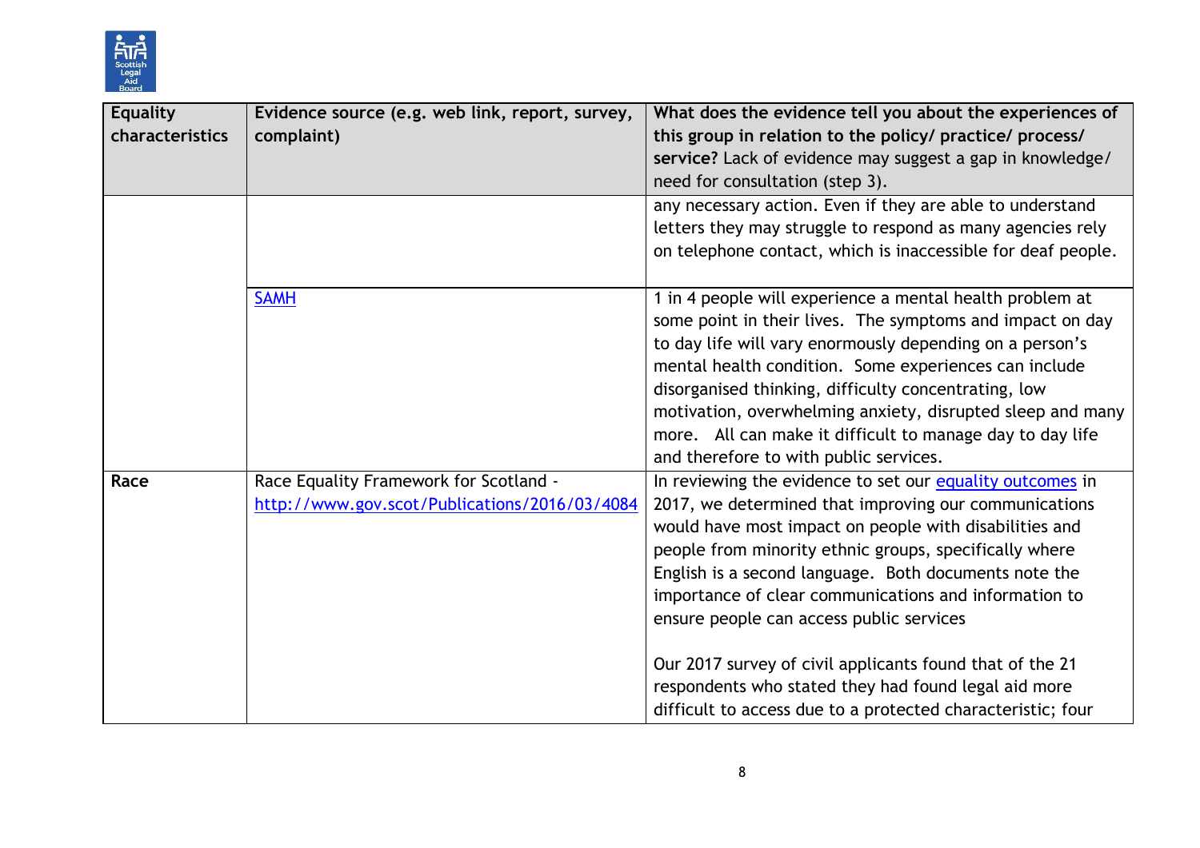| Equality characteristics | Evidence source (e.g. web link, report, survey, complaint) | What does the evidence tell you about the experiences of this group in relation to the policy/ practice/ process/ service? Lack of evidence may suggest a gap in knowledge/ need for consultation (step 3). |
|---|---|---|
| | | any necessary action. Even if they are able to understand letters they may struggle to respond as many agencies rely on telephone contact, which is inaccessible for deaf people. |
| | [SAMH]() | 1 in 4 people will experience a mental health problem at some point in their lives. The symptoms and impact on day to day life will vary enormously depending on a person's mental health condition. Some experiences can include disorganised thinking, difficulty concentrating, low motivation, overwhelming anxiety, disrupted sleep and many more. All can make it difficult to manage day to day life and therefore to with public services. |
| **Race** | Race Equality Framework for Scotland - [http://www.gov.scot/Publications/2016/03/4084](http://www.gov.scot/Publications/2016/03/4084) | In reviewing the evidence to set our [equality outcomes]() in 2017, we determined that improving our communications would have most impact on people with disabilities and people from minority ethnic groups, specifically where English is a second language. Both documents note the importance of clear communications and information to ensure people can access public services<br><br>Our 2017 survey of civil applicants found that of the 21 respondents who stated they had found legal aid more difficult to access due to a protected characteristic; four |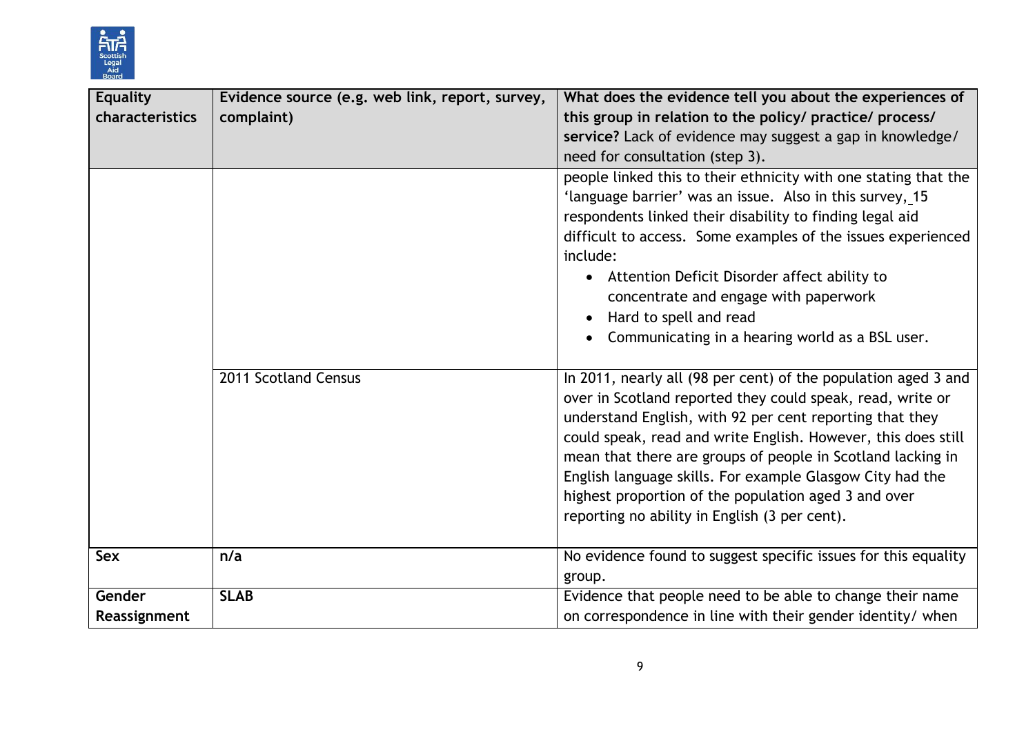| Equality characteristics | Evidence source (e.g. web link, report, survey, complaint) | What does the evidence tell you about the experiences of this group in relation to the policy/ practice/ process/ service? Lack of evidence may suggest a gap in knowledge/ need for consultation (step 3). |
|---|---|---|
| | | people linked this to their ethnicity with one stating that the 'language barrier' was an issue. Also in this survey, 15 respondents linked their disability to finding legal aid difficult to access. Some examples of the issues experienced include:<br>• Attention Deficit Disorder affect ability to concentrate and engage with paperwork<br>• Hard to spell and read<br>• Communicating in a hearing world as a BSL user. |
| | 2011 Scotland Census | In 2011, nearly all (98 per cent) of the population aged 3 and over in Scotland reported they could speak, read, write or understand English, with 92 per cent reporting that they could speak, read and write English. However, this does still mean that there are groups of people in Scotland lacking in English language skills. For example Glasgow City had the highest proportion of the population aged 3 and over reporting no ability in English (3 per cent). |
| **Sex** | **n/a** | No evidence found to suggest specific issues for this equality group. |
| **Gender Reassignment** | **SLAB** | Evidence that people need to be able to change their name on correspondence in line with their gender identity/ when |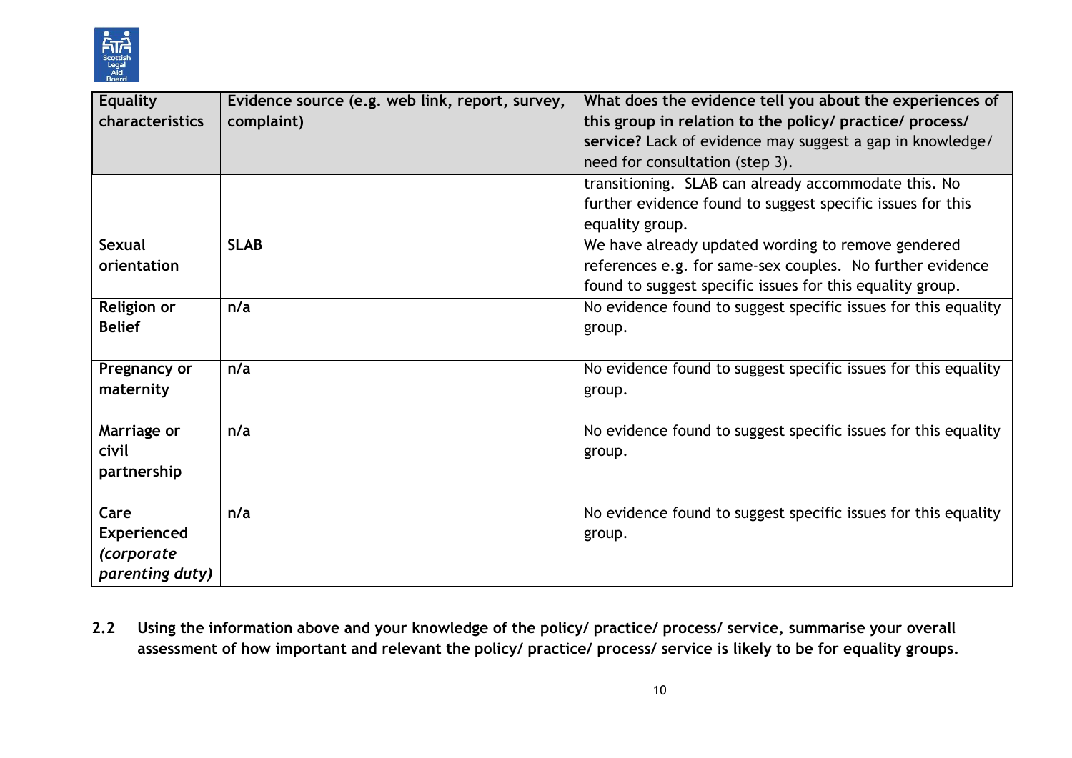| Equality characteristics | Evidence source (e.g. web link, report, survey, complaint) | What does the evidence tell you about the experiences of this group in relation to the policy/ practice/ process/ service? Lack of evidence may suggest a gap in knowledge/ need for consultation (step 3). |
|---|---|---|
| | | transitioning. SLAB can already accommodate this. No further evidence found to suggest specific issues for this equality group. |
| **Sexual orientation** | **SLAB** | We have already updated wording to remove gendered references e.g. for same-sex couples. No further evidence found to suggest specific issues for this equality group. |
| **Religion or Belief** | **n/a** | No evidence found to suggest specific issues for this equality group. |
| **Pregnancy or maternity** | **n/a** | No evidence found to suggest specific issues for this equality group. |
| **Marriage or civil partnership** | **n/a** | No evidence found to suggest specific issues for this equality group. |
| **Care Experienced *(corporate parenting duty)*** | **n/a** | No evidence found to suggest specific issues for this equality group. |

**2.2 Using the information above and your knowledge of the policy/ practice/ process/ service, summarise your overall assessment of how important and relevant the policy/ practice/ process/ service is likely to be for equality groups.**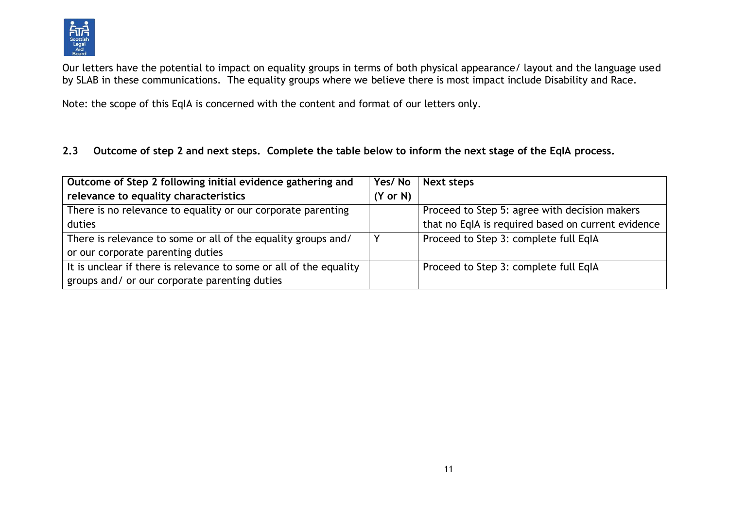Our letters have the potential to impact on equality groups in terms of both physical appearance/ layout and the language used by SLAB in these communications. The equality groups where we believe there is most impact include Disability and Race.

Note: the scope of this EqIA is concerned with the content and format of our letters only.

### 2.3 Outcome of step 2 and next steps. Complete the table below to inform the next stage of the EqIA process.

| Outcome of Step 2 following initial evidence gathering and relevance to equality characteristics | Yes/ No (Y or N) | Next steps |
|---|---|---|
| There is no relevance to equality or our corporate parenting duties | | Proceed to Step 5: agree with decision makers that no EqIA is required based on current evidence |
| There is relevance to some or all of the equality groups and/ or our corporate parenting duties | Y | Proceed to Step 3: complete full EqIA |
| It is unclear if there is relevance to some or all of the equality groups and/ or our corporate parenting duties | | Proceed to Step 3: complete full EqIA |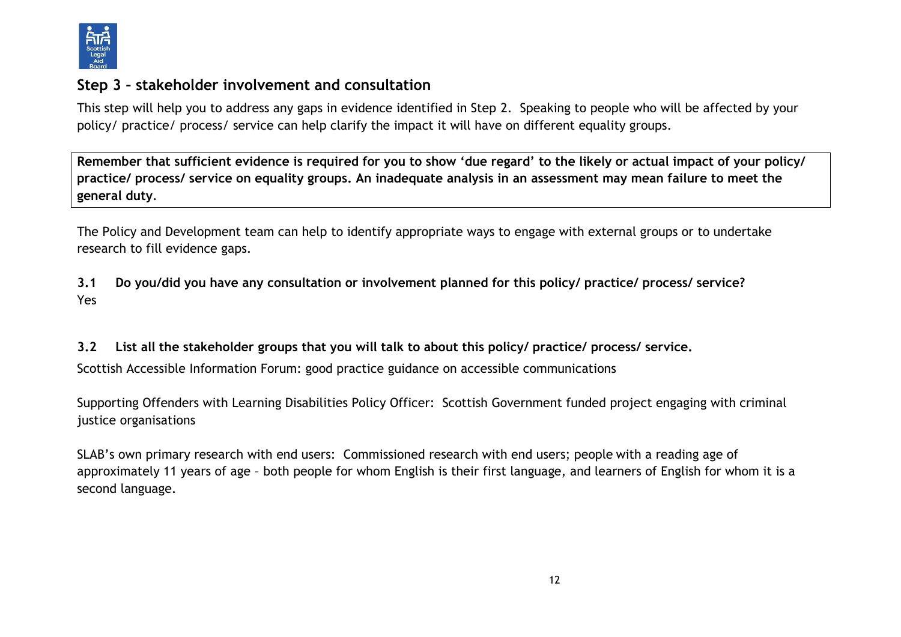## Step 3 – stakeholder involvement and consultation

This step will help you to address any gaps in evidence identified in Step 2. Speaking to people who will be affected by your policy/ practice/ process/ service can help clarify the impact it will have on different equality groups.

**Remember that sufficient evidence is required for you to show 'due regard' to the likely or actual impact of your policy/ practice/ process/ service on equality groups. An inadequate analysis in an assessment may mean failure to meet the general duty**.

The Policy and Development team can help to identify appropriate ways to engage with external groups or to undertake research to fill evidence gaps.

**3.1 Do you/did you have any consultation or involvement planned for this policy/ practice/ process/ service?**

Yes

**3.2 List all the stakeholder groups that you will talk to about this policy/ practice/ process/ service.**

Scottish Accessible Information Forum: good practice guidance on accessible communications

Supporting Offenders with Learning Disabilities Policy Officer: Scottish Government funded project engaging with criminal justice organisations

SLAB's own primary research with end users: Commissioned research with end users; people with a reading age of approximately 11 years of age – both people for whom English is their first language, and learners of English for whom it is a second language.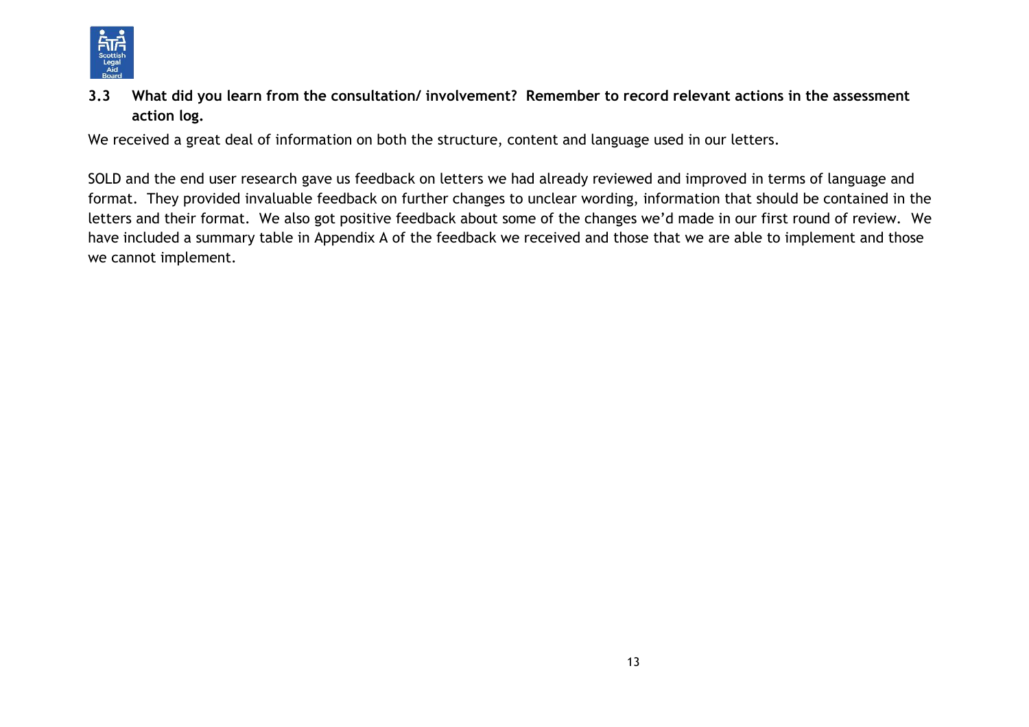**3.3 What did you learn from the consultation/ involvement? Remember to record relevant actions in the assessment action log.**

We received a great deal of information on both the structure, content and language used in our letters.

SOLD and the end user research gave us feedback on letters we had already reviewed and improved in terms of language and format. They provided invaluable feedback on further changes to unclear wording, information that should be contained in the letters and their format. We also got positive feedback about some of the changes we'd made in our first round of review. We have included a summary table in Appendix A of the feedback we received and those that we are able to implement and those we cannot implement.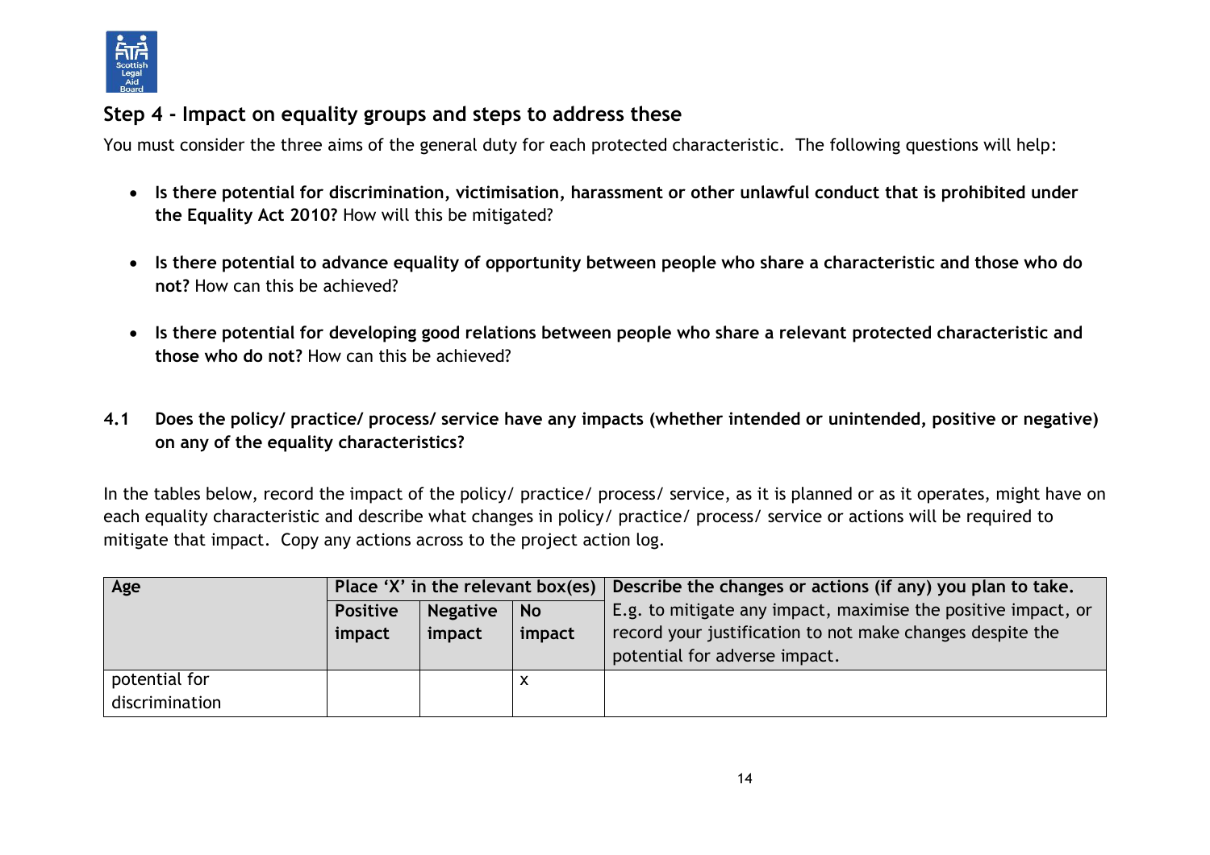## Step 4 - Impact on equality groups and steps to address these

You must consider the three aims of the general duty for each protected characteristic. The following questions will help:

- **Is there potential for discrimination, victimisation, harassment or other unlawful conduct that is prohibited under the Equality Act 2010?** How will this be mitigated?

- **Is there potential to advance equality of opportunity between people who share a characteristic and those who do not?** How can this be achieved?

- **Is there potential for developing good relations between people who share a relevant protected characteristic and those who do not?** How can this be achieved?

**4.1 Does the policy/ practice/ process/ service have any impacts (whether intended or unintended, positive or negative) on any of the equality characteristics?**

In the tables below, record the impact of the policy/ practice/ process/ service, as it is planned or as it operates, might have on each equality characteristic and describe what changes in policy/ practice/ process/ service or actions will be required to mitigate that impact. Copy any actions across to the project action log.

| Age | Place 'X' in the relevant box(es) | | | **Describe the changes or actions (if any) you plan to take.** E.g. to mitigate any impact, maximise the positive impact, or record your justification to not make changes despite the potential for adverse impact. |
|---|---|---|---|---|
| | **Positive impact** | **Negative impact** | **No impact** | |
| potential for discrimination | | | x | |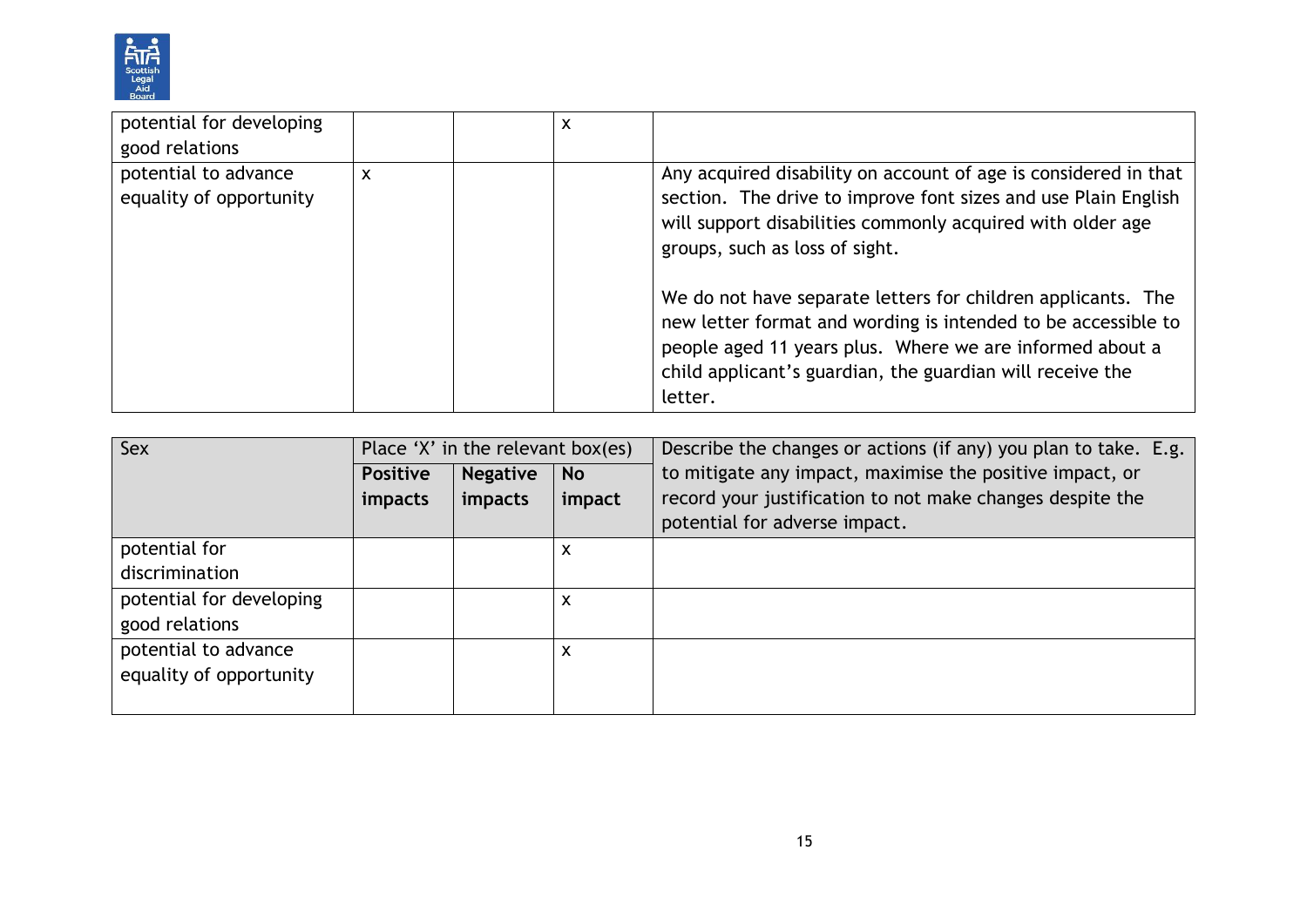| | | | | |
|---|---|---|---|---|
| potential for developing good relations | | | x | |
| potential to advance equality of opportunity | x | | | Any acquired disability on account of age is considered in that section. The drive to improve font sizes and use Plain English will support disabilities commonly acquired with older age groups, such as loss of sight.<br><br>We do not have separate letters for children applicants. The new letter format and wording is intended to be accessible to people aged 11 years plus. Where we are informed about a child applicant's guardian, the guardian will receive the letter. |

| Sex | Place 'X' in the relevant box(es) | | | Describe the changes or actions (if any) you plan to take. E.g. to mitigate any impact, maximise the positive impact, or record your justification to not make changes despite the potential for adverse impact. |
|---|---|---|---|---|
| | **Positive impacts** | **Negative impacts** | **No impact** | |
| potential for discrimination | | | x | |
| potential for developing good relations | | | x | |
| potential to advance equality of opportunity | | | x | |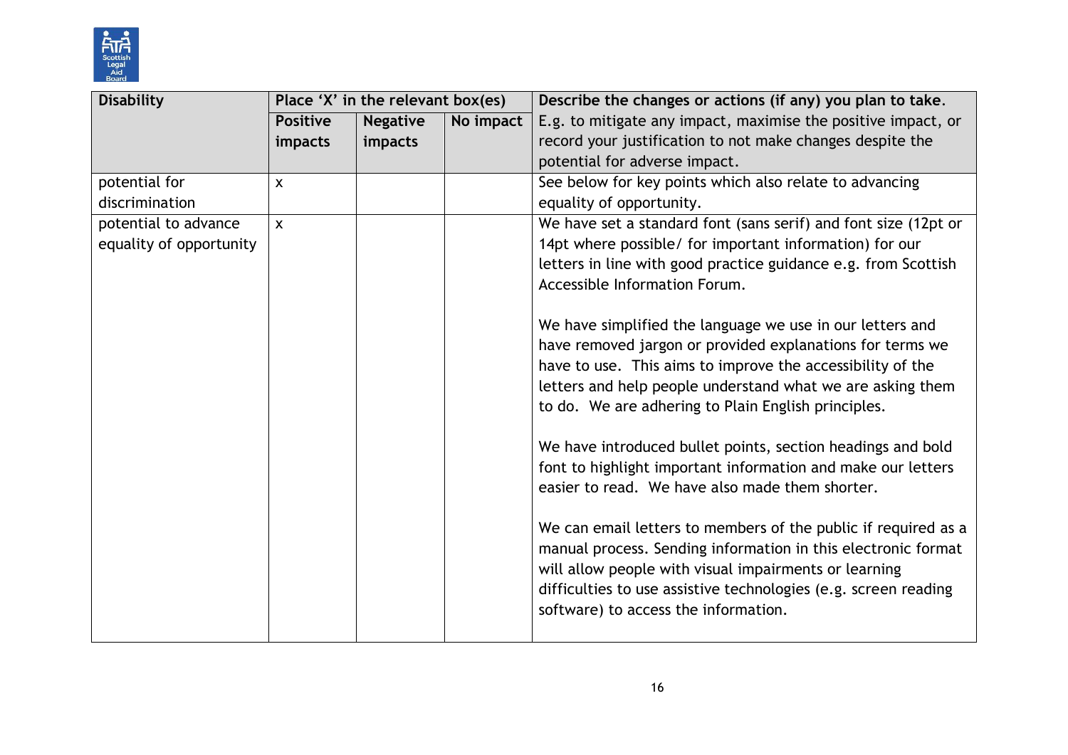| Disability | Place 'X' in the relevant box(es) | | | Describe the changes or actions (if any) you plan to take. E.g. to mitigate any impact, maximise the positive impact, or record your justification to not make changes despite the potential for adverse impact. |
|---|---|---|---|---|
| | Positive impacts | Negative impacts | No impact | |
| potential for discrimination | x | | | See below for key points which also relate to advancing equality of opportunity. |
| potential to advance equality of opportunity | x | | | We have set a standard font (sans serif) and font size (12pt or 14pt where possible/ for important information) for our letters in line with good practice guidance e.g. from Scottish Accessible Information Forum.<br><br>We have simplified the language we use in our letters and have removed jargon or provided explanations for terms we have to use. This aims to improve the accessibility of the letters and help people understand what we are asking them to do. We are adhering to Plain English principles.<br><br>We have introduced bullet points, section headings and bold font to highlight important information and make our letters easier to read. We have also made them shorter.<br><br>We can email letters to members of the public if required as a manual process. Sending information in this electronic format will allow people with visual impairments or learning difficulties to use assistive technologies (e.g. screen reading software) to access the information. |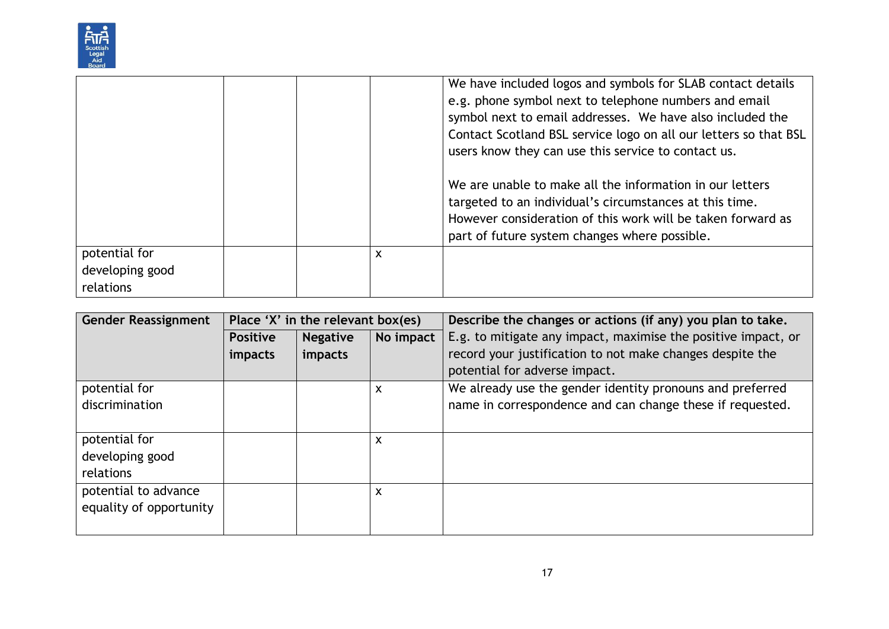| | | | | |
|---|---|---|---|---|
| | | | | We have included logos and symbols for SLAB contact details e.g. phone symbol next to telephone numbers and email symbol next to email addresses. We have also included the Contact Scotland BSL service logo on all our letters so that BSL users know they can use this service to contact us.<br><br>We are unable to make all the information in our letters targeted to an individual's circumstances at this time. However consideration of this work will be taken forward as part of future system changes where possible. |
| potential for developing good relations | | | x | |

| **Gender Reassignment** | **Place 'X' in the relevant box(es)** | | | **Describe the changes or actions (if any) you plan to take.** E.g. to mitigate any impact, maximise the positive impact, or record your justification to not make changes despite the potential for adverse impact. |
|---|---|---|---|---|
| | **Positive impacts** | **Negative impacts** | **No impact** | |
| potential for discrimination | | | x | We already use the gender identity pronouns and preferred name in correspondence and can change these if requested. |
| potential for developing good relations | | | x | |
| potential to advance equality of opportunity | | | x | |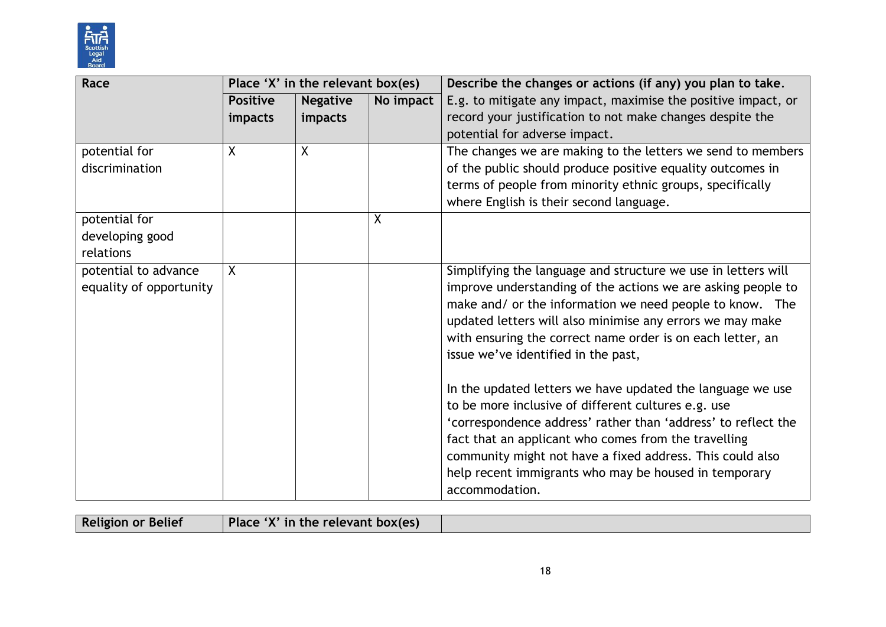| Race | Place 'X' in the relevant box(es) | | | Describe the changes or actions (if any) you plan to take. E.g. to mitigate any impact, maximise the positive impact, or record your justification to not make changes despite the potential for adverse impact. |
|---|---|---|---|---|
| | Positive impacts | Negative impacts | No impact | |
| potential for discrimination | X | X | | The changes we are making to the letters we send to members of the public should produce positive equality outcomes in terms of people from minority ethnic groups, specifically where English is their second language. |
| potential for developing good relations | | | X | |
| potential to advance equality of opportunity | X | | | Simplifying the language and structure we use in letters will improve understanding of the actions we are asking people to make and/ or the information we need people to know. The updated letters will also minimise any errors we may make with ensuring the correct name order is on each letter, an issue we've identified in the past,<br><br>In the updated letters we have updated the language we use to be more inclusive of different cultures e.g. use 'correspondence address' rather than 'address' to reflect the fact that an applicant who comes from the travelling community might not have a fixed address. This could also help recent immigrants who may be housed in temporary accommodation. |

| Religion or Belief | Place 'X' in the relevant box(es) | |
|---|---|---|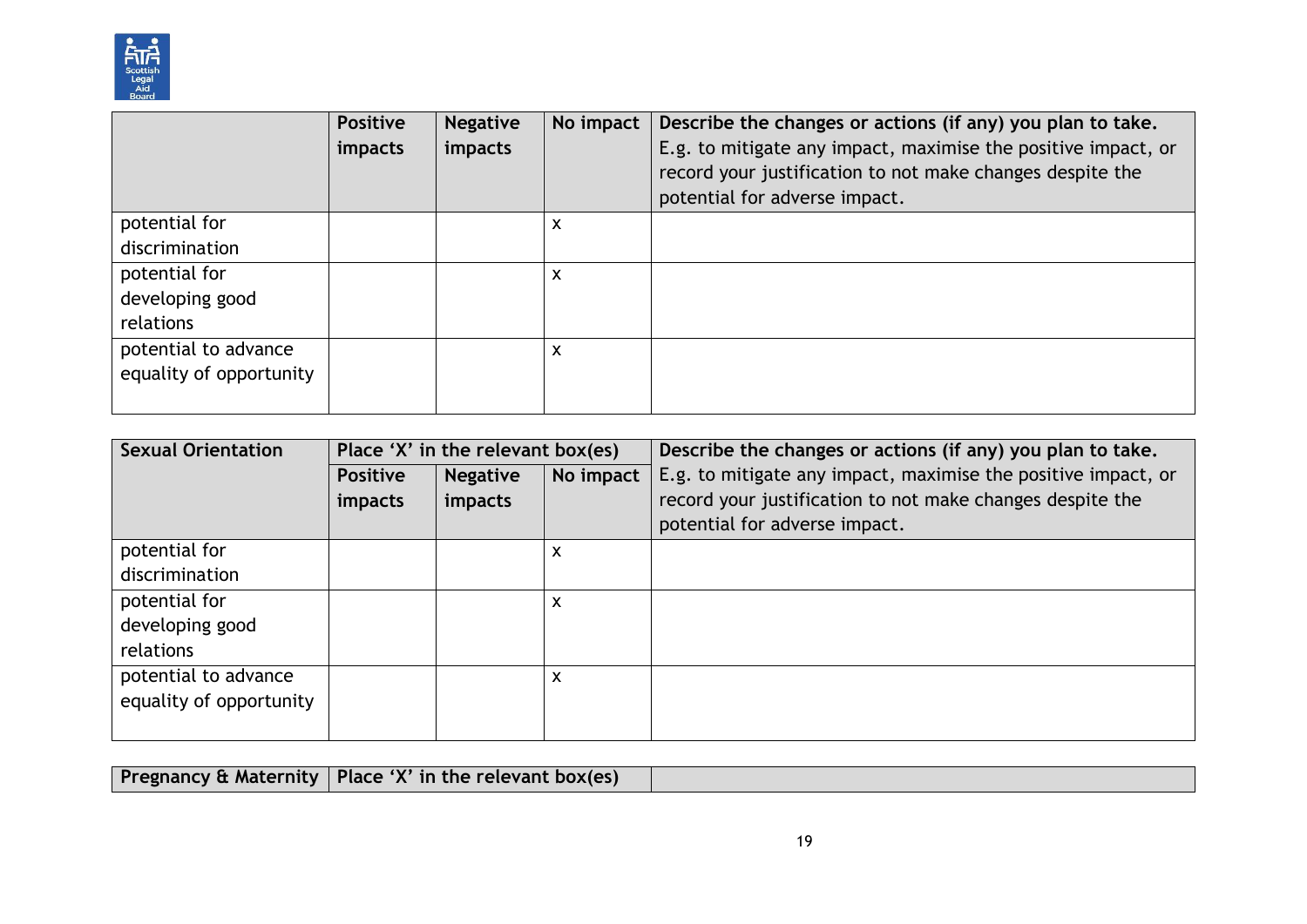| | Positive impacts | Negative impacts | No impact | Describe the changes or actions (if any) you plan to take. E.g. to mitigate any impact, maximise the positive impact, or record your justification to not make changes despite the potential for adverse impact. |
|---|---|---|---|---|
| potential for discrimination | | | x | |
| potential for developing good relations | | | x | |
| potential to advance equality of opportunity | | | x | |

| Sexual Orientation | Place 'X' in the relevant box(es) | | | Describe the changes or actions (if any) you plan to take. |
|---|---|---|---|---|
| | Positive impacts | Negative impacts | No impact | E.g. to mitigate any impact, maximise the positive impact, or record your justification to not make changes despite the potential for adverse impact. |
| potential for discrimination | | | x | |
| potential for developing good relations | | | x | |
| potential to advance equality of opportunity | | | x | |

| Pregnancy & Maternity | Place 'X' in the relevant box(es) | |
|---|---|---|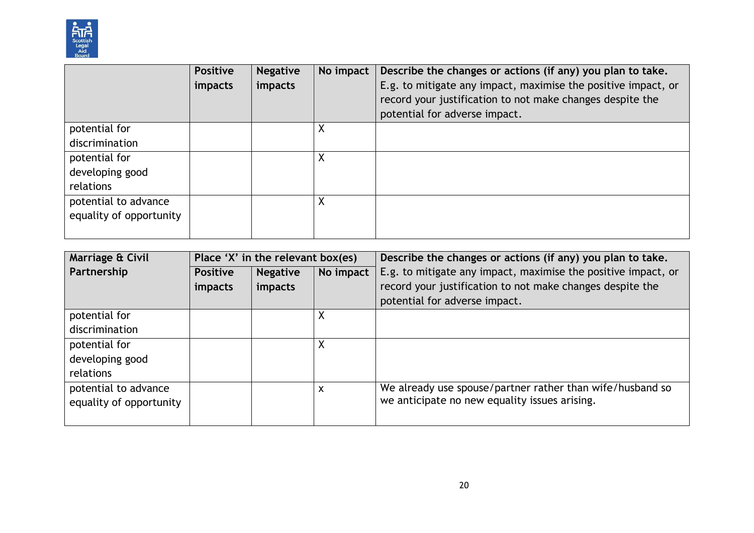| | Positive impacts | Negative impacts | No impact | Describe the changes or actions (if any) you plan to take. E.g. to mitigate any impact, maximise the positive impact, or record your justification to not make changes despite the potential for adverse impact. |
|---|---|---|---|---|
| potential for discrimination | | | X | |
| potential for developing good relations | | | X | |
| potential to advance equality of opportunity | | | X | |

| Marriage & Civil Partnership | Place 'X' in the relevant box(es) | | | Describe the changes or actions (if any) you plan to take. E.g. to mitigate any impact, maximise the positive impact, or record your justification to not make changes despite the potential for adverse impact. |
|---|---|---|---|---|
| | Positive impacts | Negative impacts | No impact | |
| potential for discrimination | | | X | |
| potential for developing good relations | | | X | |
| potential to advance equality of opportunity | | | x | We already use spouse/partner rather than wife/husband so we anticipate no new equality issues arising. |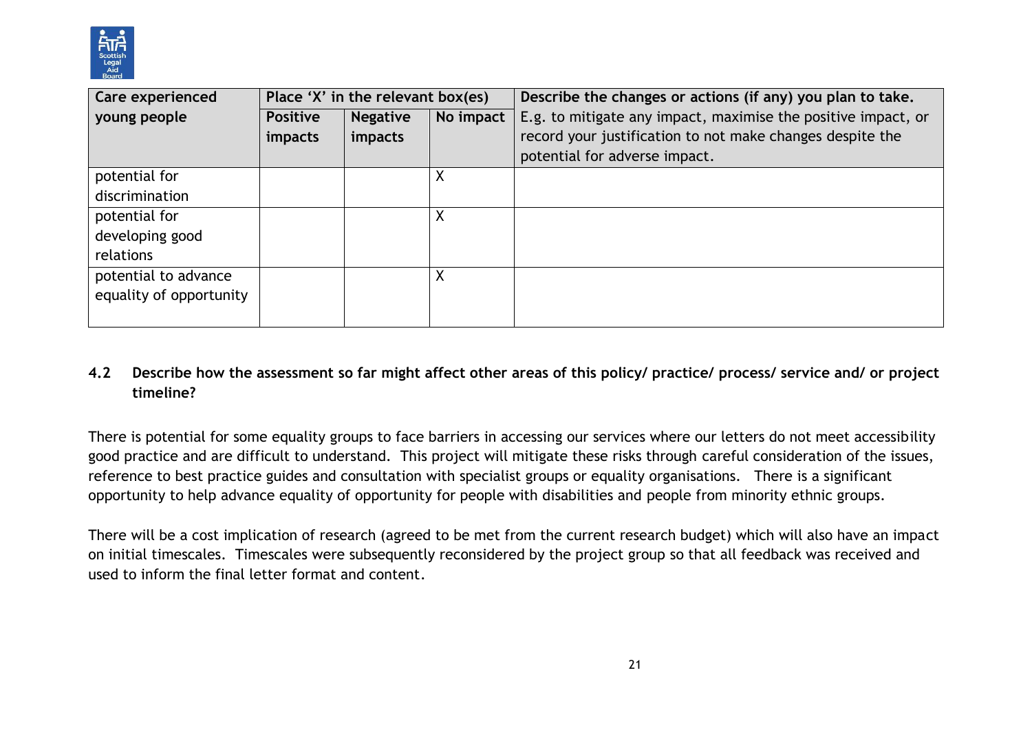| Care experienced young people | Place 'X' in the relevant box(es) | | | Describe the changes or actions (if any) you plan to take. E.g. to mitigate any impact, maximise the positive impact, or record your justification to not make changes despite the potential for adverse impact. |
|---|---|---|---|---|
| | Positive impacts | Negative impacts | No impact | |
| potential for discrimination | | | X | |
| potential for developing good relations | | | X | |
| potential to advance equality of opportunity | | | X | |

**4.2 Describe how the assessment so far might affect other areas of this policy/ practice/ process/ service and/ or project timeline?**

There is potential for some equality groups to face barriers in accessing our services where our letters do not meet accessibility good practice and are difficult to understand. This project will mitigate these risks through careful consideration of the issues, reference to best practice guides and consultation with specialist groups or equality organisations. There is a significant opportunity to help advance equality of opportunity for people with disabilities and people from minority ethnic groups.

There will be a cost implication of research (agreed to be met from the current research budget) which will also have an impact on initial timescales. Timescales were subsequently reconsidered by the project group so that all feedback was received and used to inform the final letter format and content.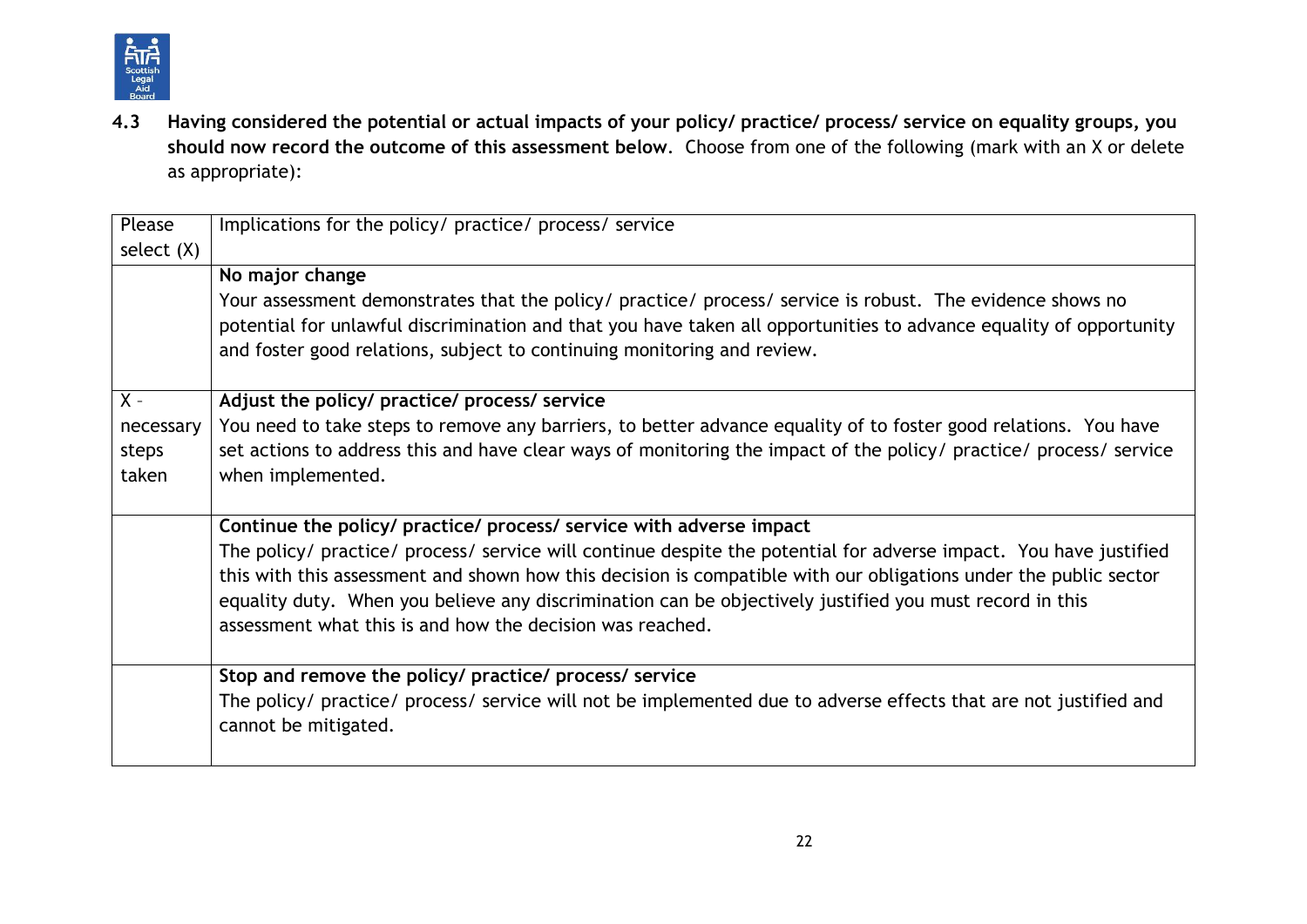**4.3 Having considered the potential or actual impacts of your policy/ practice/ process/ service on equality groups, you should now record the outcome of this assessment below**. Choose from one of the following (mark with an X or delete as appropriate):

| Please select (X) | Implications for the policy/ practice/ process/ service |
|---|---|
| | **No major change**<br>Your assessment demonstrates that the policy/ practice/ process/ service is robust. The evidence shows no potential for unlawful discrimination and that you have taken all opportunities to advance equality of opportunity and foster good relations, subject to continuing monitoring and review. |
| X - necessary steps taken | **Adjust the policy/ practice/ process/ service**<br>You need to take steps to remove any barriers, to better advance equality of to foster good relations. You have set actions to address this and have clear ways of monitoring the impact of the policy/ practice/ process/ service when implemented. |
| | **Continue the policy/ practice/ process/ service with adverse impact**<br>The policy/ practice/ process/ service will continue despite the potential for adverse impact. You have justified this with this assessment and shown how this decision is compatible with our obligations under the public sector equality duty. When you believe any discrimination can be objectively justified you must record in this assessment what this is and how the decision was reached. |
| | **Stop and remove the policy/ practice/ process/ service**<br>The policy/ practice/ process/ service will not be implemented due to adverse effects that are not justified and cannot be mitigated. |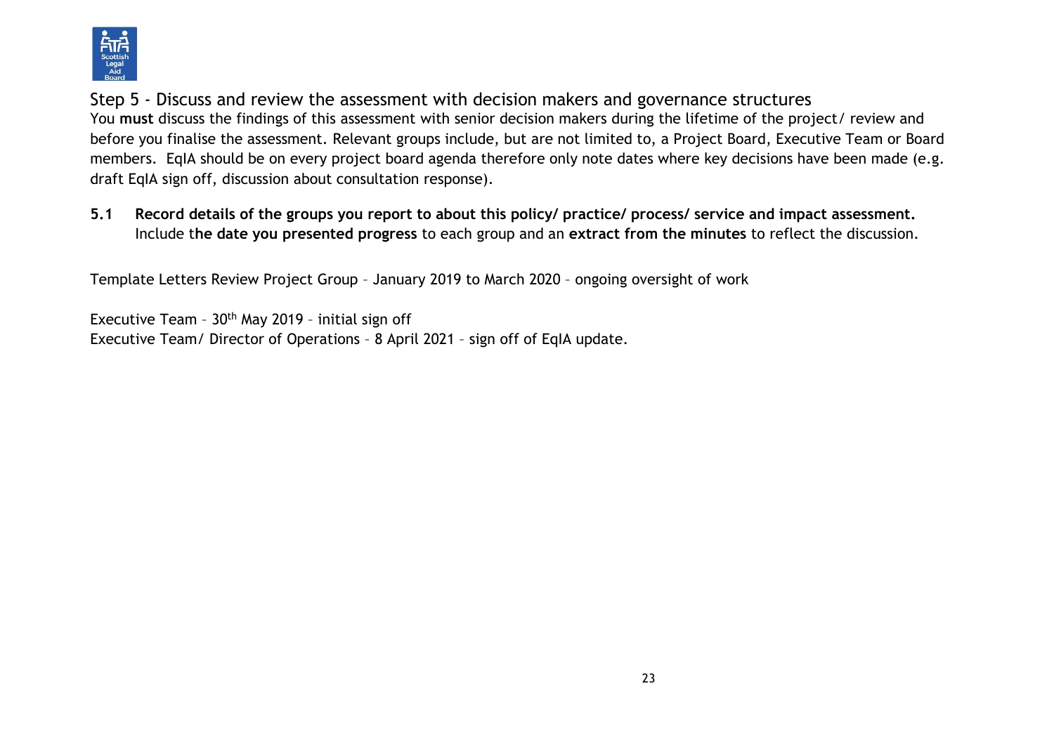## Step 5 - Discuss and review the assessment with decision makers and governance structures

You **must** discuss the findings of this assessment with senior decision makers during the lifetime of the project/ review and before you finalise the assessment. Relevant groups include, but are not limited to, a Project Board, Executive Team or Board members. EqIA should be on every project board agenda therefore only note dates where key decisions have been made (e.g. draft EqIA sign off, discussion about consultation response).

**5.1 Record details of the groups you report to about this policy/ practice/ process/ service and impact assessment.** Include t**he date you presented progress** to each group and an **extract from the minutes** to reflect the discussion.

Template Letters Review Project Group – January 2019 to March 2020 – ongoing oversight of work

Executive Team – 30th May 2019 – initial sign off
Executive Team/ Director of Operations – 8 April 2021 – sign off of EqIA update.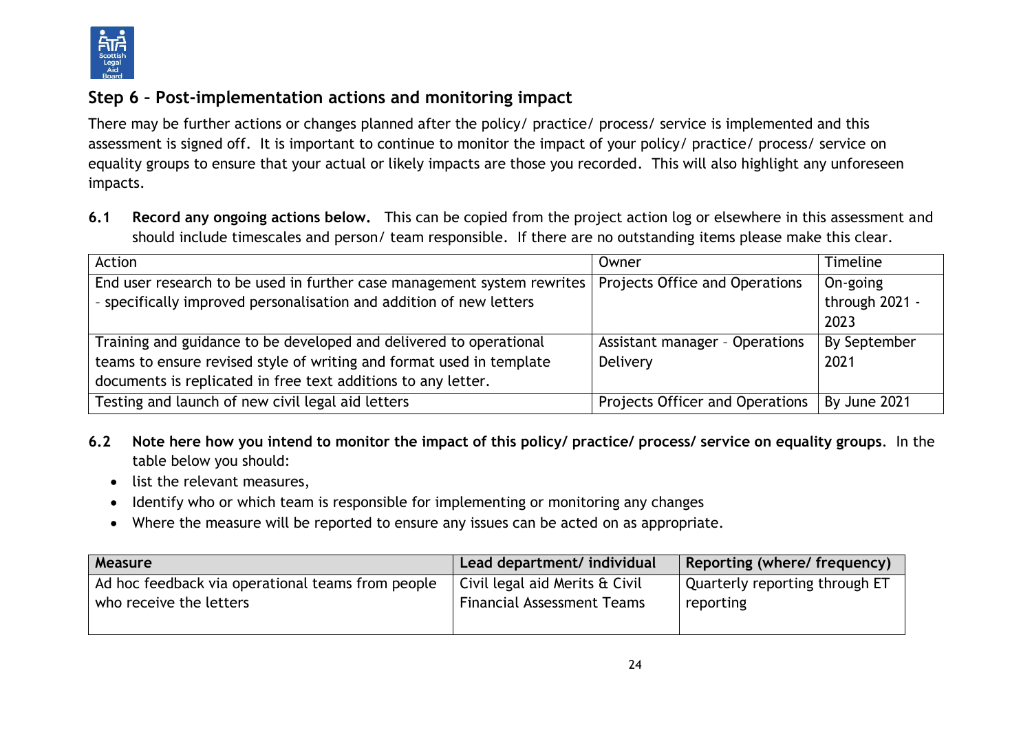## Step 6 – Post-implementation actions and monitoring impact

There may be further actions or changes planned after the policy/ practice/ process/ service is implemented and this assessment is signed off. It is important to continue to monitor the impact of your policy/ practice/ process/ service on equality groups to ensure that your actual or likely impacts are those you recorded. This will also highlight any unforeseen impacts.

**6.1 Record any ongoing actions below.** This can be copied from the project action log or elsewhere in this assessment and should include timescales and person/ team responsible. If there are no outstanding items please make this clear.

| Action | Owner | Timeline |
| --- | --- | --- |
| End user research to be used in further case management system rewrites - specifically improved personalisation and addition of new letters | Projects Office and Operations | On-going through 2021 - 2023 |
| Training and guidance to be developed and delivered to operational teams to ensure revised style of writing and format used in template documents is replicated in free text additions to any letter. | Assistant manager - Operations Delivery | By September 2021 |
| Testing and launch of new civil legal aid letters | Projects Officer and Operations | By June 2021 |

**6.2 Note here how you intend to monitor the impact of this policy/ practice/ process/ service on equality groups**. In the table below you should:

- list the relevant measures,
- Identify who or which team is responsible for implementing or monitoring any changes
- Where the measure will be reported to ensure any issues can be acted on as appropriate.

| Measure | Lead department/ individual | Reporting (where/ frequency) |
| --- | --- | --- |
| Ad hoc feedback via operational teams from people who receive the letters | Civil legal aid Merits & Civil Financial Assessment Teams | Quarterly reporting through ET reporting |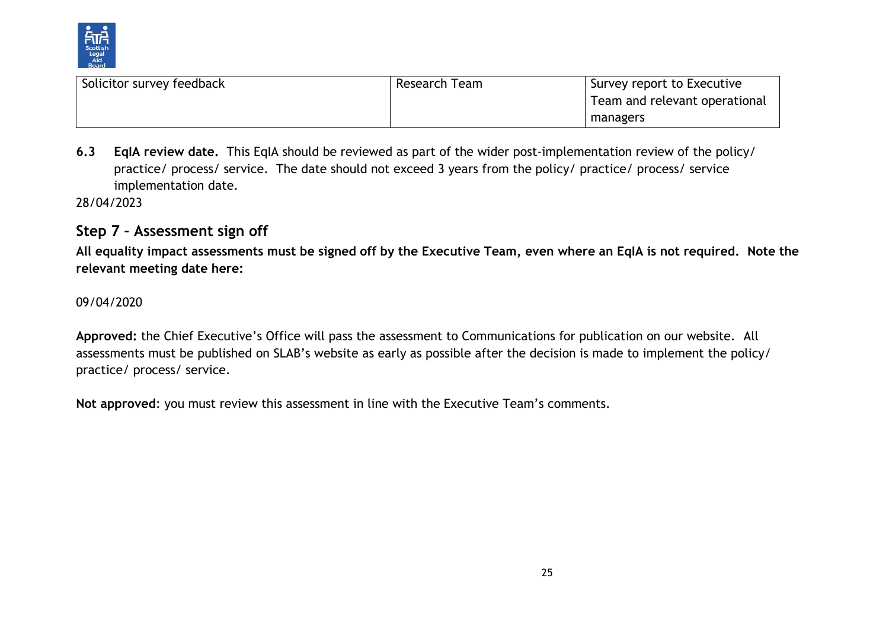| Solicitor survey feedback | Research Team | Survey report to Executive Team and relevant operational managers |
|---|---|---|

**6.3 EqIA review date.** This EqIA should be reviewed as part of the wider post-implementation review of the policy/ practice/ process/ service. The date should not exceed 3 years from the policy/ practice/ process/ service implementation date.

28/04/2023

## Step 7 – Assessment sign off

**All equality impact assessments must be signed off by the Executive Team, even where an EqIA is not required. Note the relevant meeting date here:**

09/04/2020

**Approved:** the Chief Executive's Office will pass the assessment to Communications for publication on our website. All assessments must be published on SLAB's website as early as possible after the decision is made to implement the policy/ practice/ process/ service.

**Not approved**: you must review this assessment in line with the Executive Team's comments.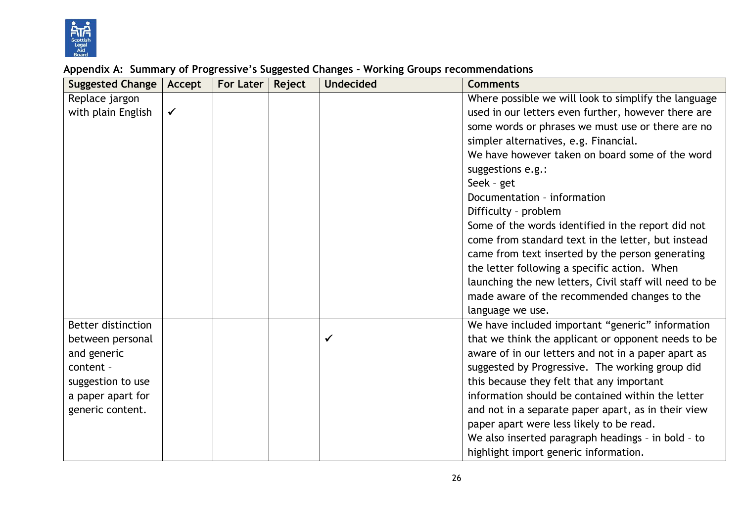**Appendix A: Summary of Progressive's Suggested Changes - Working Groups recommendations**

| Suggested Change | Accept | For Later | Reject | Undecided | Comments |
|---|---|---|---|---|---|
| Replace jargon with plain English | ✓ | | | | Where possible we will look to simplify the language used in our letters even further, however there are some words or phrases we must use or there are no simpler alternatives, e.g. Financial.<br>We have however taken on board some of the word suggestions e.g.:<br>Seek – get<br>Documentation – information<br>Difficulty – problem<br>Some of the words identified in the report did not come from standard text in the letter, but instead came from text inserted by the person generating the letter following a specific action. When launching the new letters, Civil staff will need to be made aware of the recommended changes to the language we use. |
| Better distinction between personal and generic content – suggestion to use a paper apart for generic content. | | | | ✓ | We have included important "generic" information that we think the applicant or opponent needs to be aware of in our letters and not in a paper apart as suggested by Progressive. The working group did this because they felt that any important information should be contained within the letter and not in a separate paper apart, as in their view paper apart were less likely to be read.<br>We also inserted paragraph headings – in bold – to highlight import generic information. |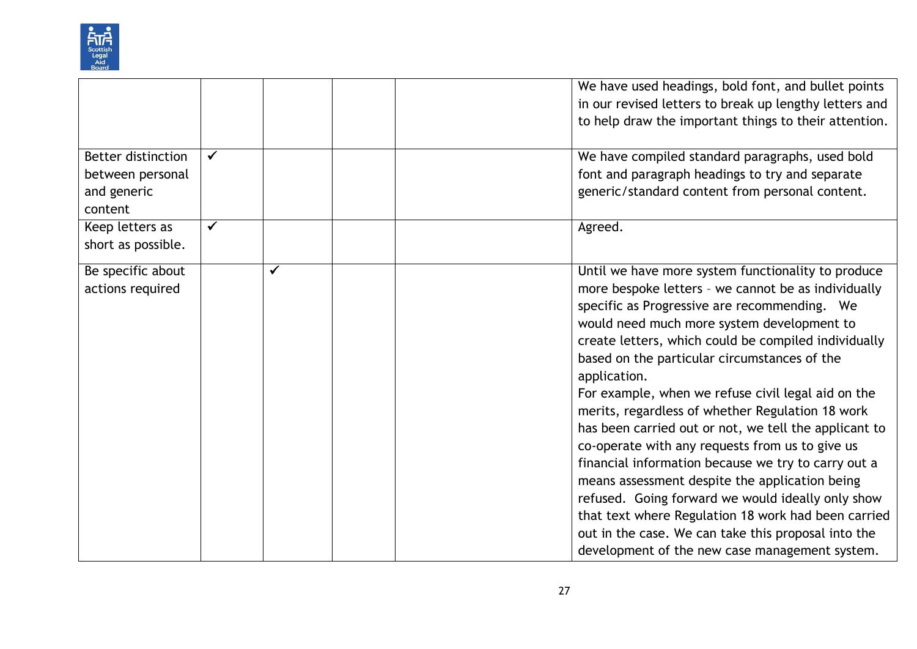| | | | | | |
|---|---|---|---|---|---|
| | | | | | We have used headings, bold font, and bullet points in our revised letters to break up lengthy letters and to help draw the important things to their attention. |
| Better distinction between personal and generic content | ✓ | | | | We have compiled standard paragraphs, used bold font and paragraph headings to try and separate generic/standard content from personal content. |
| Keep letters as short as possible. | ✓ | | | | Agreed. |
| Be specific about actions required | | ✓ | | | Until we have more system functionality to produce more bespoke letters – we cannot be as individually specific as Progressive are recommending. We would need much more system development to create letters, which could be compiled individually based on the particular circumstances of the application.<br>For example, when we refuse civil legal aid on the merits, regardless of whether Regulation 18 work has been carried out or not, we tell the applicant to co-operate with any requests from us to give us financial information because we try to carry out a means assessment despite the application being refused. Going forward we would ideally only show that text where Regulation 18 work had been carried out in the case. We can take this proposal into the development of the new case management system. |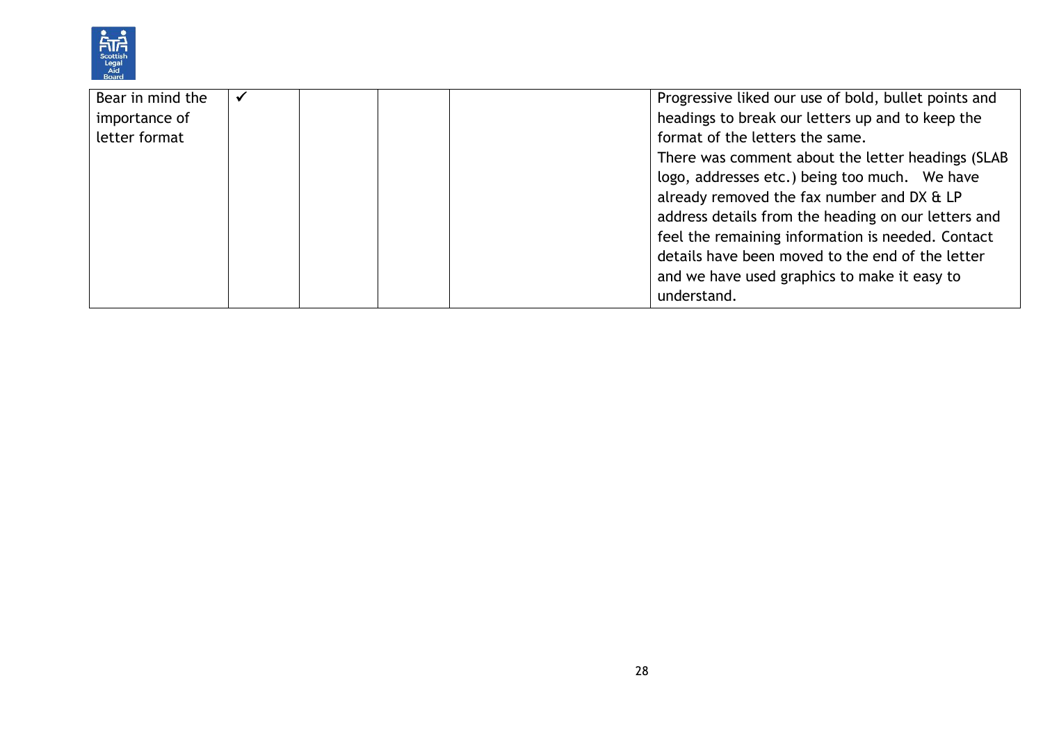| | | | | | |
|---|---|---|---|---|---|
| Bear in mind the importance of letter format | ✓ | | | | Progressive liked our use of bold, bullet points and headings to break our letters up and to keep the format of the letters the same.<br>There was comment about the letter headings (SLAB logo, addresses etc.) being too much. We have already removed the fax number and DX & LP address details from the heading on our letters and feel the remaining information is needed. Contact details have been moved to the end of the letter and we have used graphics to make it easy to understand. |